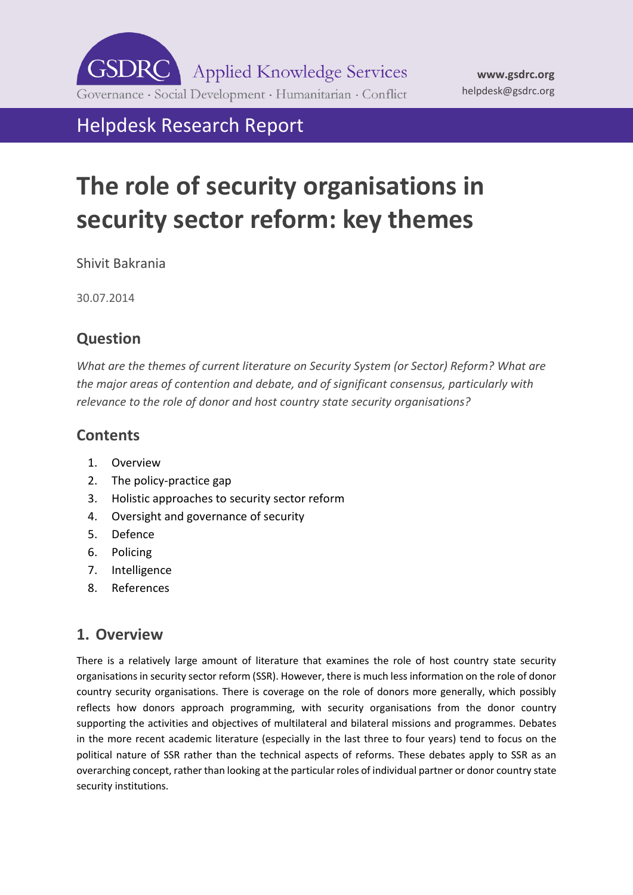GSDRC Applied Knowledge Services

Governance · Social Development · Humanitarian · Conflict

**www.gsdrc.org**
helpdesk@gsdrc.org

## Helpdesk Research Report

# The role of security organisations in security sector reform: key themes

Shivit Bakrania

30.07.2014

## Question

*What are the themes of current literature on Security System (or Sector) Reform? What are the major areas of contention and debate, and of significant consensus, particularly with relevance to the role of donor and host country state security organisations?*

## Contents

1. Overview
2. The policy-practice gap
3. Holistic approaches to security sector reform
4. Oversight and governance of security
5. Defence
6. Policing
7. Intelligence
8. References

## 1. Overview

There is a relatively large amount of literature that examines the role of host country state security organisations in security sector reform (SSR). However, there is much less information on the role of donor country security organisations. There is coverage on the role of donors more generally, which possibly reflects how donors approach programming, with security organisations from the donor country supporting the activities and objectives of multilateral and bilateral missions and programmes. Debates in the more recent academic literature (especially in the last three to four years) tend to focus on the political nature of SSR rather than the technical aspects of reforms. These debates apply to SSR as an overarching concept, rather than looking at the particular roles of individual partner or donor country state security institutions.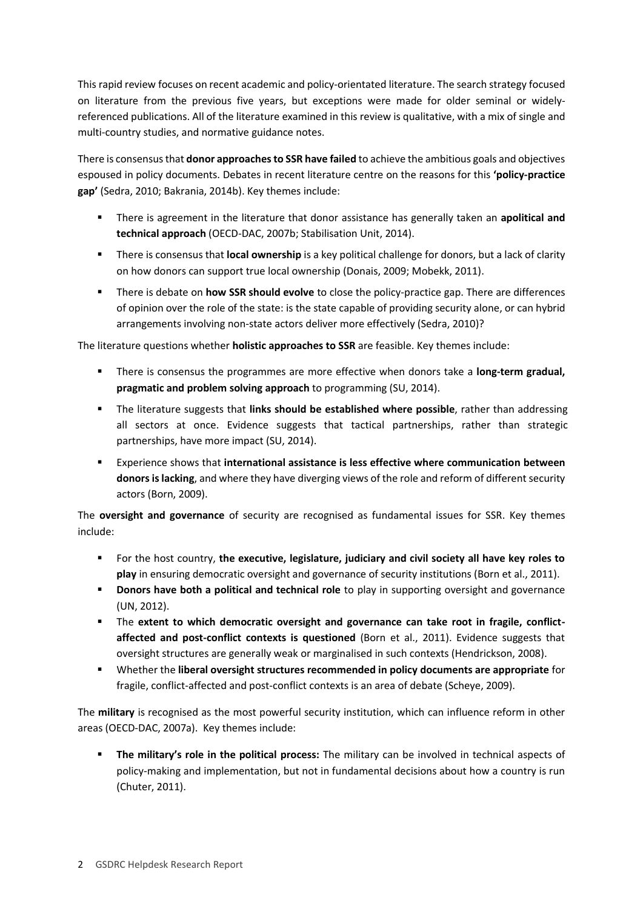This rapid review focuses on recent academic and policy-orientated literature. The search strategy focused on literature from the previous five years, but exceptions were made for older seminal or widely-referenced publications. All of the literature examined in this review is qualitative, with a mix of single and multi-country studies, and normative guidance notes.

There is consensus that **donor approaches to SSR have failed** to achieve the ambitious goals and objectives espoused in policy documents. Debates in recent literature centre on the reasons for this **'policy-practice gap'** (Sedra, 2010; Bakrania, 2014b). Key themes include:

- There is agreement in the literature that donor assistance has generally taken an **apolitical and technical approach** (OECD-DAC, 2007b; Stabilisation Unit, 2014).
- There is consensus that **local ownership** is a key political challenge for donors, but a lack of clarity on how donors can support true local ownership (Donais, 2009; Mobekk, 2011).
- There is debate on **how SSR should evolve** to close the policy-practice gap. There are differences of opinion over the role of the state: is the state capable of providing security alone, or can hybrid arrangements involving non-state actors deliver more effectively (Sedra, 2010)?

The literature questions whether **holistic approaches to SSR** are feasible. Key themes include:

- There is consensus the programmes are more effective when donors take a **long-term gradual, pragmatic and problem solving approach** to programming (SU, 2014).
- The literature suggests that **links should be established where possible**, rather than addressing all sectors at once. Evidence suggests that tactical partnerships, rather than strategic partnerships, have more impact (SU, 2014).
- Experience shows that **international assistance is less effective where communication between donors is lacking**, and where they have diverging views of the role and reform of different security actors (Born, 2009).

The **oversight and governance** of security are recognised as fundamental issues for SSR. Key themes include:

- For the host country, **the executive, legislature, judiciary and civil society all have key roles to play** in ensuring democratic oversight and governance of security institutions (Born et al., 2011).
- **Donors have both a political and technical role** to play in supporting oversight and governance (UN, 2012).
- The **extent to which democratic oversight and governance can take root in fragile, conflict-affected and post-conflict contexts is questioned** (Born et al., 2011). Evidence suggests that oversight structures are generally weak or marginalised in such contexts (Hendrickson, 2008).
- Whether the **liberal oversight structures recommended in policy documents are appropriate** for fragile, conflict-affected and post-conflict contexts is an area of debate (Scheye, 2009).

The **military** is recognised as the most powerful security institution, which can influence reform in other areas (OECD-DAC, 2007a). Key themes include:

- **The military's role in the political process:** The military can be involved in technical aspects of policy-making and implementation, but not in fundamental decisions about how a country is run (Chuter, 2011).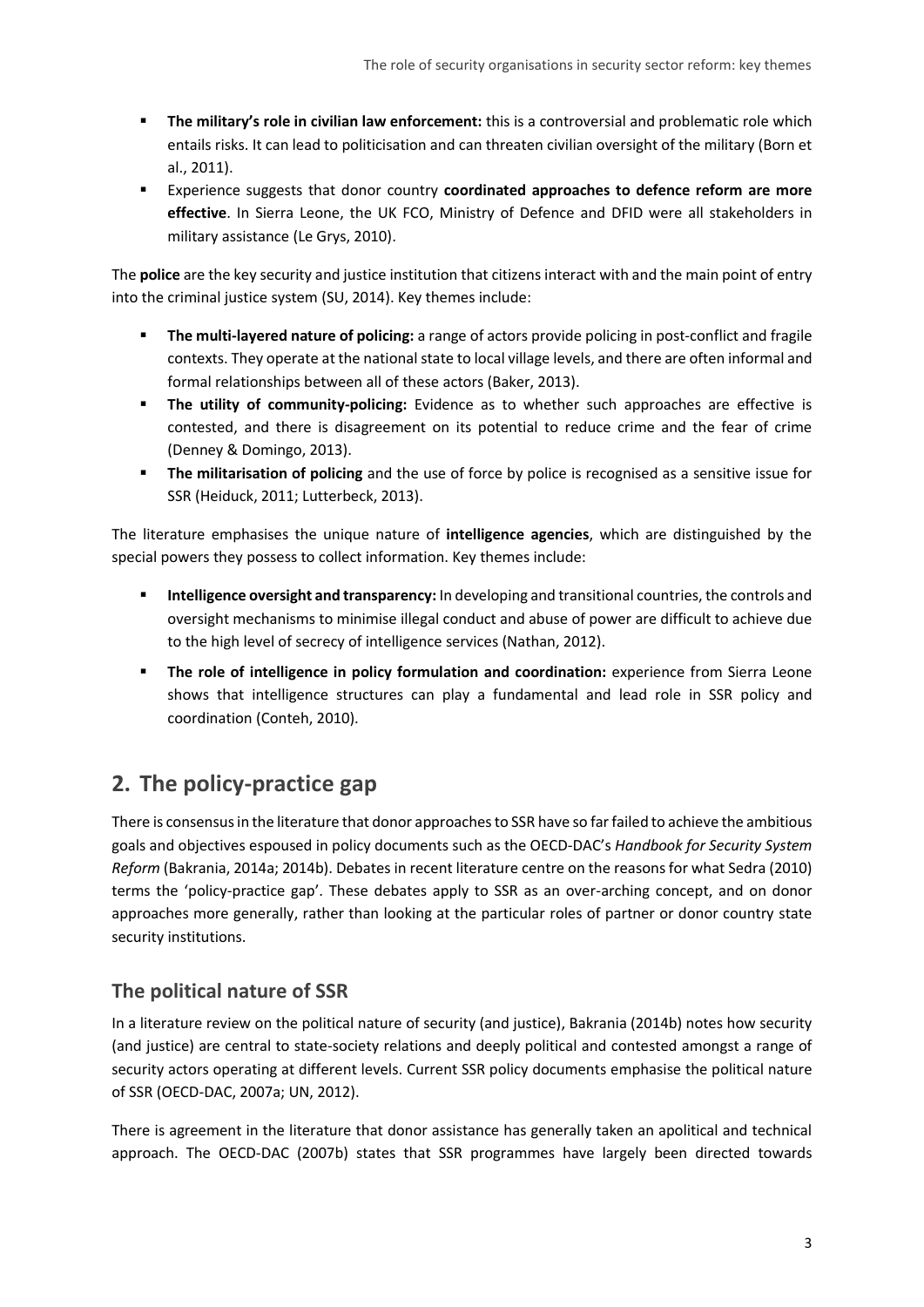- **The military's role in civilian law enforcement:** this is a controversial and problematic role which entails risks. It can lead to politicisation and can threaten civilian oversight of the military (Born et al., 2011).
- Experience suggests that donor country **coordinated approaches to defence reform are more effective**. In Sierra Leone, the UK FCO, Ministry of Defence and DFID were all stakeholders in military assistance (Le Grys, 2010).

The **police** are the key security and justice institution that citizens interact with and the main point of entry into the criminal justice system (SU, 2014). Key themes include:

- **The multi-layered nature of policing:** a range of actors provide policing in post-conflict and fragile contexts. They operate at the national state to local village levels, and there are often informal and formal relationships between all of these actors (Baker, 2013).
- **The utility of community-policing:** Evidence as to whether such approaches are effective is contested, and there is disagreement on its potential to reduce crime and the fear of crime (Denney & Domingo, 2013).
- **The militarisation of policing** and the use of force by police is recognised as a sensitive issue for SSR (Heiduck, 2011; Lutterbeck, 2013).

The literature emphasises the unique nature of **intelligence agencies**, which are distinguished by the special powers they possess to collect information. Key themes include:

- **Intelligence oversight and transparency:** In developing and transitional countries, the controls and oversight mechanisms to minimise illegal conduct and abuse of power are difficult to achieve due to the high level of secrecy of intelligence services (Nathan, 2012).
- **The role of intelligence in policy formulation and coordination:** experience from Sierra Leone shows that intelligence structures can play a fundamental and lead role in SSR policy and coordination (Conteh, 2010).

## 2. The policy-practice gap

There is consensus in the literature that donor approaches to SSR have so far failed to achieve the ambitious goals and objectives espoused in policy documents such as the OECD-DAC's *Handbook for Security System Reform* (Bakrania, 2014a; 2014b). Debates in recent literature centre on the reasons for what Sedra (2010) terms the 'policy-practice gap'. These debates apply to SSR as an over-arching concept, and on donor approaches more generally, rather than looking at the particular roles of partner or donor country state security institutions.

### The political nature of SSR

In a literature review on the political nature of security (and justice), Bakrania (2014b) notes how security (and justice) are central to state-society relations and deeply political and contested amongst a range of security actors operating at different levels. Current SSR policy documents emphasise the political nature of SSR (OECD-DAC, 2007a; UN, 2012).

There is agreement in the literature that donor assistance has generally taken an apolitical and technical approach. The OECD-DAC (2007b) states that SSR programmes have largely been directed towards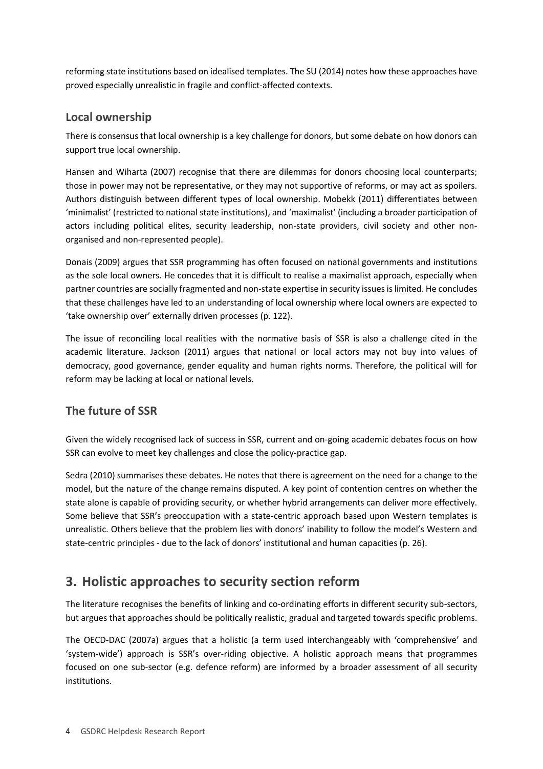reforming state institutions based on idealised templates. The SU (2014) notes how these approaches have proved especially unrealistic in fragile and conflict-affected contexts.

### Local ownership

There is consensus that local ownership is a key challenge for donors, but some debate on how donors can support true local ownership.

Hansen and Wiharta (2007) recognise that there are dilemmas for donors choosing local counterparts; those in power may not be representative, or they may not supportive of reforms, or may act as spoilers. Authors distinguish between different types of local ownership. Mobekk (2011) differentiates between 'minimalist' (restricted to national state institutions), and 'maximalist' (including a broader participation of actors including political elites, security leadership, non-state providers, civil society and other non-organised and non-represented people).

Donais (2009) argues that SSR programming has often focused on national governments and institutions as the sole local owners. He concedes that it is difficult to realise a maximalist approach, especially when partner countries are socially fragmented and non-state expertise in security issues is limited. He concludes that these challenges have led to an understanding of local ownership where local owners are expected to 'take ownership over' externally driven processes (p. 122).

The issue of reconciling local realities with the normative basis of SSR is also a challenge cited in the academic literature. Jackson (2011) argues that national or local actors may not buy into values of democracy, good governance, gender equality and human rights norms. Therefore, the political will for reform may be lacking at local or national levels.

### The future of SSR

Given the widely recognised lack of success in SSR, current and on-going academic debates focus on how SSR can evolve to meet key challenges and close the policy-practice gap.

Sedra (2010) summarises these debates. He notes that there is agreement on the need for a change to the model, but the nature of the change remains disputed. A key point of contention centres on whether the state alone is capable of providing security, or whether hybrid arrangements can deliver more effectively. Some believe that SSR's preoccupation with a state-centric approach based upon Western templates is unrealistic. Others believe that the problem lies with donors' inability to follow the model's Western and state-centric principles - due to the lack of donors' institutional and human capacities (p. 26).

## 3. Holistic approaches to security section reform

The literature recognises the benefits of linking and co-ordinating efforts in different security sub-sectors, but argues that approaches should be politically realistic, gradual and targeted towards specific problems.

The OECD-DAC (2007a) argues that a holistic (a term used interchangeably with 'comprehensive' and 'system-wide') approach is SSR's over-riding objective. A holistic approach means that programmes focused on one sub-sector (e.g. defence reform) are informed by a broader assessment of all security institutions.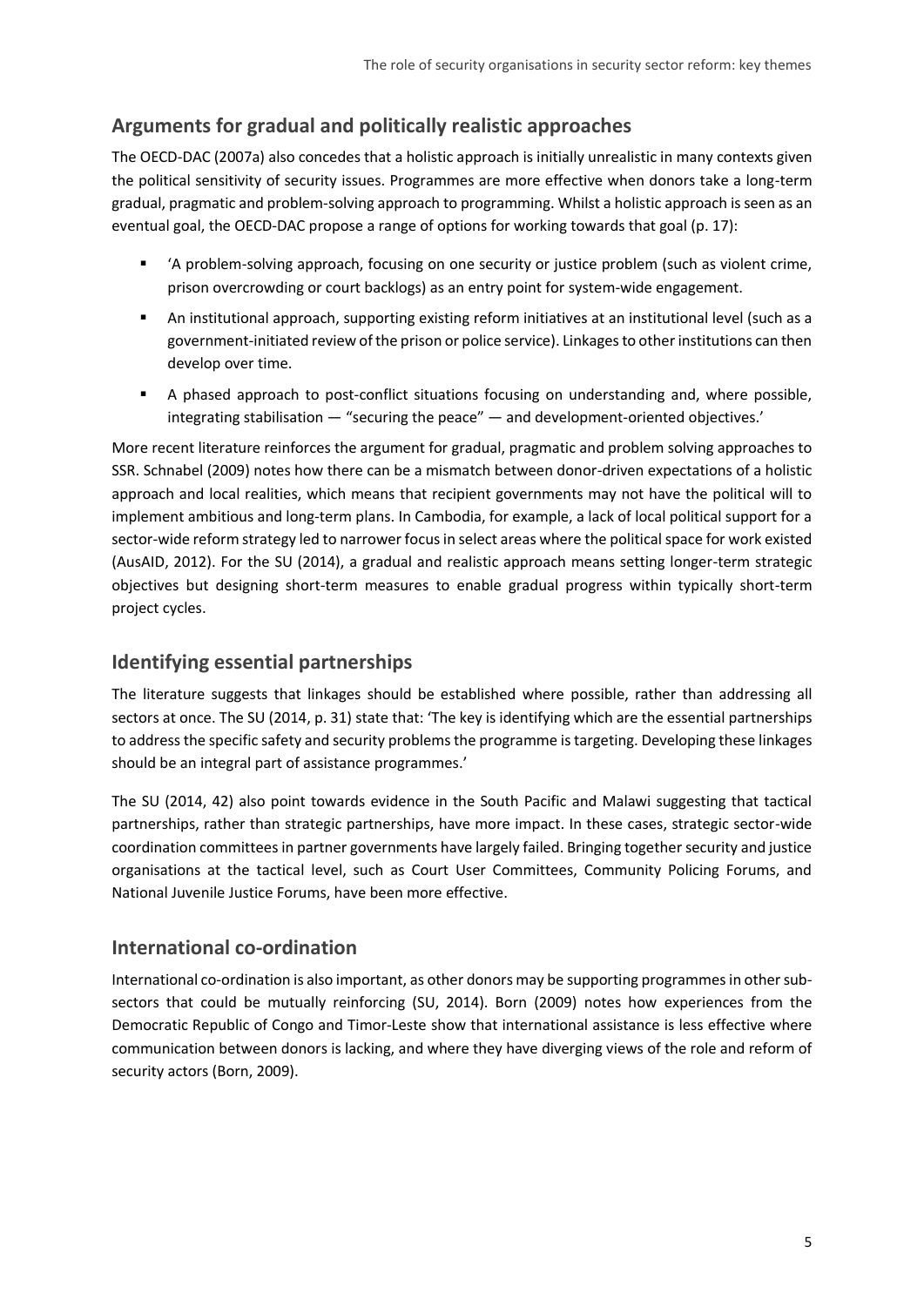## Arguments for gradual and politically realistic approaches

The OECD-DAC (2007a) also concedes that a holistic approach is initially unrealistic in many contexts given the political sensitivity of security issues. Programmes are more effective when donors take a long-term gradual, pragmatic and problem-solving approach to programming. Whilst a holistic approach is seen as an eventual goal, the OECD-DAC propose a range of options for working towards that goal (p. 17):

- 'A problem-solving approach, focusing on one security or justice problem (such as violent crime, prison overcrowding or court backlogs) as an entry point for system-wide engagement.
- An institutional approach, supporting existing reform initiatives at an institutional level (such as a government-initiated review of the prison or police service). Linkages to other institutions can then develop over time.
- A phased approach to post-conflict situations focusing on understanding and, where possible, integrating stabilisation — "securing the peace" — and development-oriented objectives.'

More recent literature reinforces the argument for gradual, pragmatic and problem solving approaches to SSR. Schnabel (2009) notes how there can be a mismatch between donor-driven expectations of a holistic approach and local realities, which means that recipient governments may not have the political will to implement ambitious and long-term plans. In Cambodia, for example, a lack of local political support for a sector-wide reform strategy led to narrower focus in select areas where the political space for work existed (AusAID, 2012). For the SU (2014), a gradual and realistic approach means setting longer-term strategic objectives but designing short-term measures to enable gradual progress within typically short-term project cycles.

## Identifying essential partnerships

The literature suggests that linkages should be established where possible, rather than addressing all sectors at once. The SU (2014, p. 31) state that: 'The key is identifying which are the essential partnerships to address the specific safety and security problems the programme is targeting. Developing these linkages should be an integral part of assistance programmes.'

The SU (2014, 42) also point towards evidence in the South Pacific and Malawi suggesting that tactical partnerships, rather than strategic partnerships, have more impact. In these cases, strategic sector-wide coordination committees in partner governments have largely failed. Bringing together security and justice organisations at the tactical level, such as Court User Committees, Community Policing Forums, and National Juvenile Justice Forums, have been more effective.

## International co-ordination

International co-ordination is also important, as other donors may be supporting programmes in other sub-sectors that could be mutually reinforcing (SU, 2014). Born (2009) notes how experiences from the Democratic Republic of Congo and Timor-Leste show that international assistance is less effective where communication between donors is lacking, and where they have diverging views of the role and reform of security actors (Born, 2009).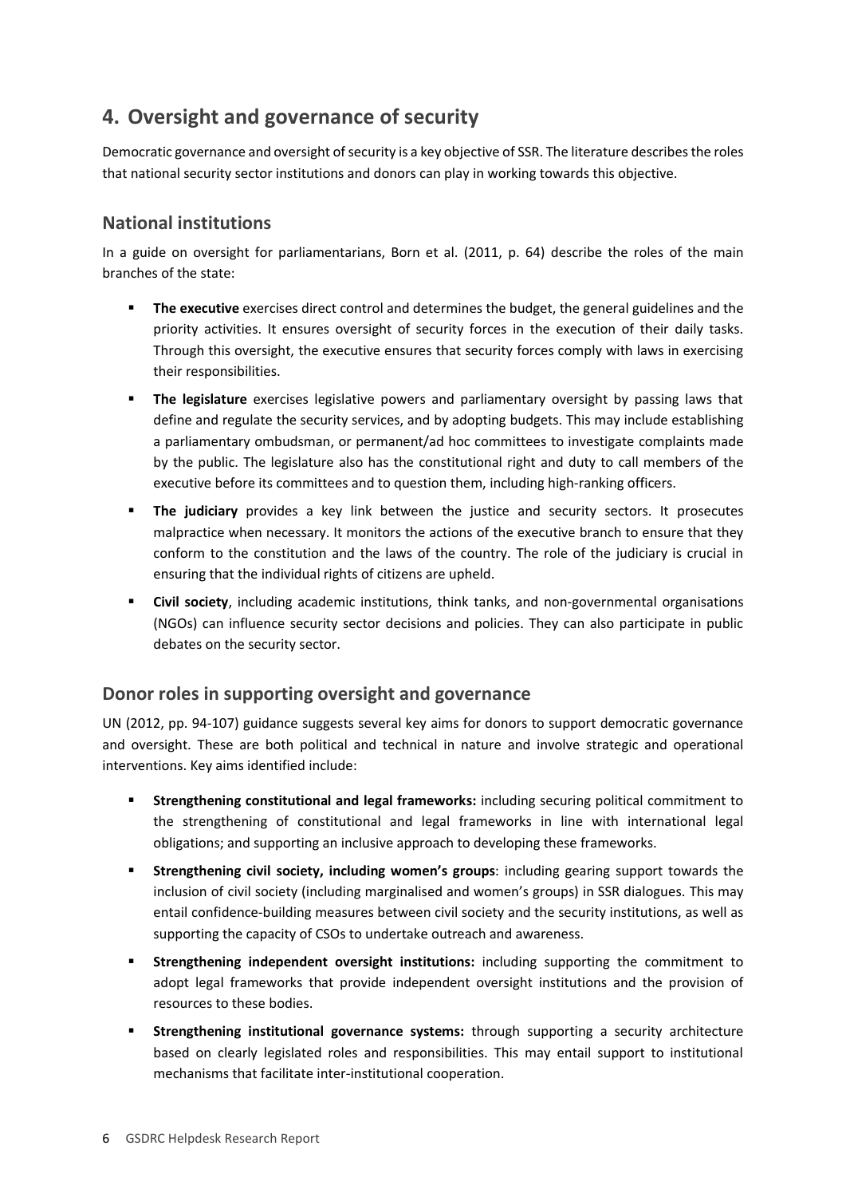## 4. Oversight and governance of security

Democratic governance and oversight of security is a key objective of SSR. The literature describes the roles that national security sector institutions and donors can play in working towards this objective.

### National institutions

In a guide on oversight for parliamentarians, Born et al. (2011, p. 64) describe the roles of the main branches of the state:

- **The executive** exercises direct control and determines the budget, the general guidelines and the priority activities. It ensures oversight of security forces in the execution of their daily tasks. Through this oversight, the executive ensures that security forces comply with laws in exercising their responsibilities.
- **The legislature** exercises legislative powers and parliamentary oversight by passing laws that define and regulate the security services, and by adopting budgets. This may include establishing a parliamentary ombudsman, or permanent/ad hoc committees to investigate complaints made by the public. The legislature also has the constitutional right and duty to call members of the executive before its committees and to question them, including high-ranking officers.
- **The judiciary** provides a key link between the justice and security sectors. It prosecutes malpractice when necessary. It monitors the actions of the executive branch to ensure that they conform to the constitution and the laws of the country. The role of the judiciary is crucial in ensuring that the individual rights of citizens are upheld.
- **Civil society**, including academic institutions, think tanks, and non-governmental organisations (NGOs) can influence security sector decisions and policies. They can also participate in public debates on the security sector.

### Donor roles in supporting oversight and governance

UN (2012, pp. 94-107) guidance suggests several key aims for donors to support democratic governance and oversight. These are both political and technical in nature and involve strategic and operational interventions. Key aims identified include:

- **Strengthening constitutional and legal frameworks:** including securing political commitment to the strengthening of constitutional and legal frameworks in line with international legal obligations; and supporting an inclusive approach to developing these frameworks.
- **Strengthening civil society, including women's groups**: including gearing support towards the inclusion of civil society (including marginalised and women's groups) in SSR dialogues. This may entail confidence-building measures between civil society and the security institutions, as well as supporting the capacity of CSOs to undertake outreach and awareness.
- **Strengthening independent oversight institutions:** including supporting the commitment to adopt legal frameworks that provide independent oversight institutions and the provision of resources to these bodies.
- **Strengthening institutional governance systems:** through supporting a security architecture based on clearly legislated roles and responsibilities. This may entail support to institutional mechanisms that facilitate inter-institutional cooperation.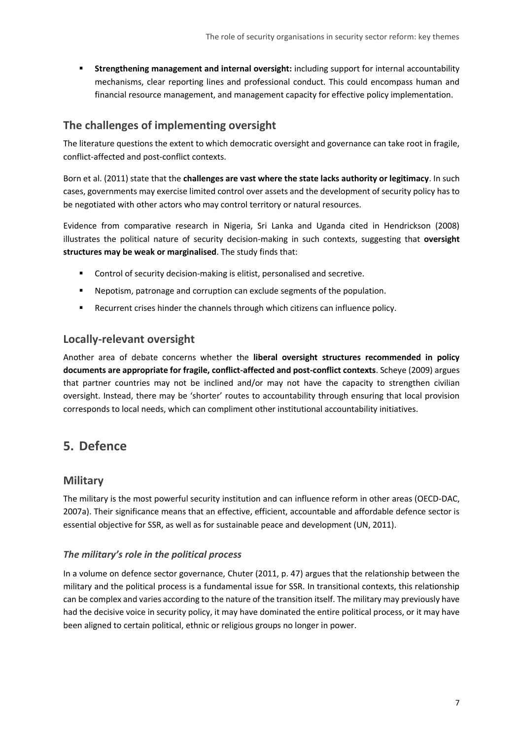- **Strengthening management and internal oversight:** including support for internal accountability mechanisms, clear reporting lines and professional conduct. This could encompass human and financial resource management, and management capacity for effective policy implementation.

## The challenges of implementing oversight

The literature questions the extent to which democratic oversight and governance can take root in fragile, conflict-affected and post-conflict contexts.

Born et al. (2011) state that the **challenges are vast where the state lacks authority or legitimacy**. In such cases, governments may exercise limited control over assets and the development of security policy has to be negotiated with other actors who may control territory or natural resources.

Evidence from comparative research in Nigeria, Sri Lanka and Uganda cited in Hendrickson (2008) illustrates the political nature of security decision-making in such contexts, suggesting that **oversight structures may be weak or marginalised**. The study finds that:

- Control of security decision-making is elitist, personalised and secretive.
- Nepotism, patronage and corruption can exclude segments of the population.
- Recurrent crises hinder the channels through which citizens can influence policy.

## Locally-relevant oversight

Another area of debate concerns whether the **liberal oversight structures recommended in policy documents are appropriate for fragile, conflict-affected and post-conflict contexts**. Scheye (2009) argues that partner countries may not be inclined and/or may not have the capacity to strengthen civilian oversight. Instead, there may be 'shorter' routes to accountability through ensuring that local provision corresponds to local needs, which can compliment other institutional accountability initiatives.

# 5. Defence

## Military

The military is the most powerful security institution and can influence reform in other areas (OECD-DAC, 2007a). Their significance means that an effective, efficient, accountable and affordable defence sector is essential objective for SSR, as well as for sustainable peace and development (UN, 2011).

### *The military's role in the political process*

In a volume on defence sector governance, Chuter (2011, p. 47) argues that the relationship between the military and the political process is a fundamental issue for SSR. In transitional contexts, this relationship can be complex and varies according to the nature of the transition itself. The military may previously have had the decisive voice in security policy, it may have dominated the entire political process, or it may have been aligned to certain political, ethnic or religious groups no longer in power.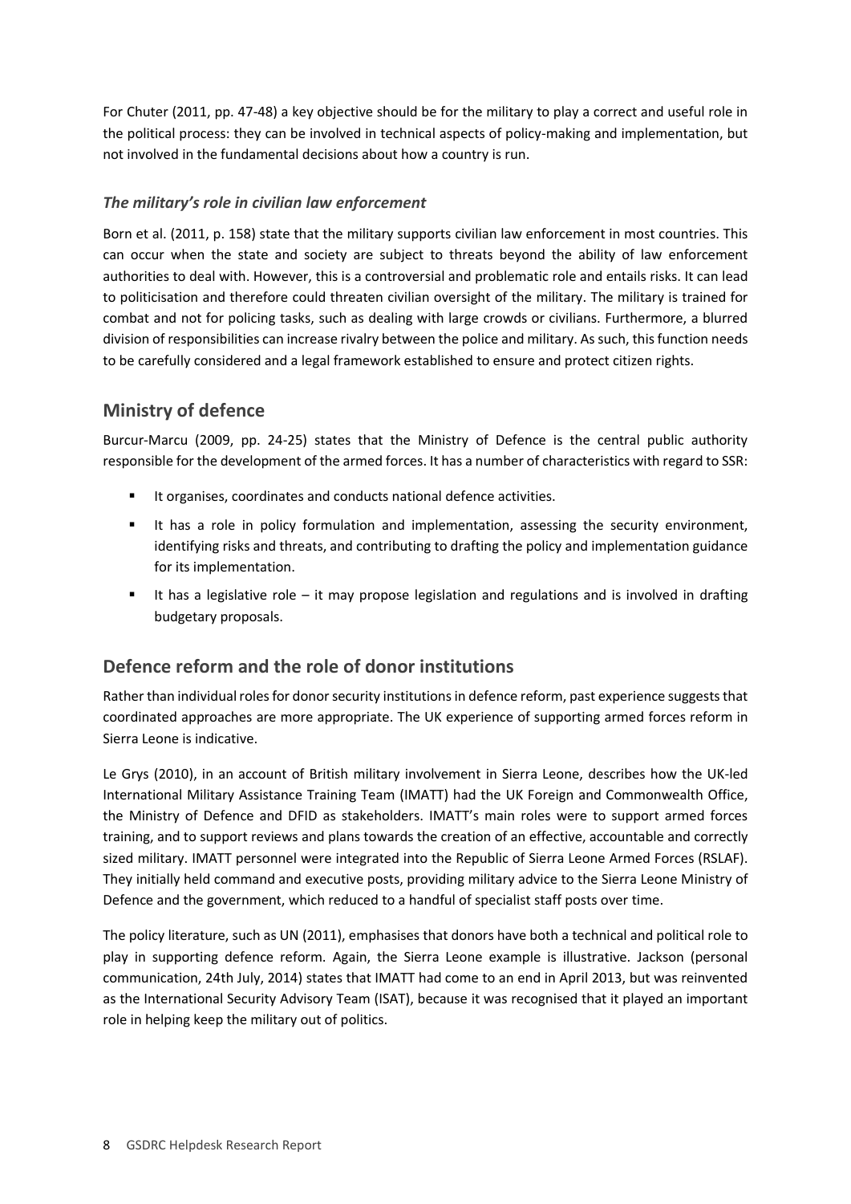For Chuter (2011, pp. 47-48) a key objective should be for the military to play a correct and useful role in the political process: they can be involved in technical aspects of policy-making and implementation, but not involved in the fundamental decisions about how a country is run.

### *The military's role in civilian law enforcement*

Born et al. (2011, p. 158) state that the military supports civilian law enforcement in most countries. This can occur when the state and society are subject to threats beyond the ability of law enforcement authorities to deal with. However, this is a controversial and problematic role and entails risks. It can lead to politicisation and therefore could threaten civilian oversight of the military. The military is trained for combat and not for policing tasks, such as dealing with large crowds or civilians. Furthermore, a blurred division of responsibilities can increase rivalry between the police and military. As such, this function needs to be carefully considered and a legal framework established to ensure and protect citizen rights.

## Ministry of defence

Burcur-Marcu (2009, pp. 24-25) states that the Ministry of Defence is the central public authority responsible for the development of the armed forces. It has a number of characteristics with regard to SSR:

- It organises, coordinates and conducts national defence activities.
- It has a role in policy formulation and implementation, assessing the security environment, identifying risks and threats, and contributing to drafting the policy and implementation guidance for its implementation.
- It has a legislative role – it may propose legislation and regulations and is involved in drafting budgetary proposals.

## Defence reform and the role of donor institutions

Rather than individual roles for donor security institutions in defence reform, past experience suggests that coordinated approaches are more appropriate. The UK experience of supporting armed forces reform in Sierra Leone is indicative.

Le Grys (2010), in an account of British military involvement in Sierra Leone, describes how the UK-led International Military Assistance Training Team (IMATT) had the UK Foreign and Commonwealth Office, the Ministry of Defence and DFID as stakeholders. IMATT's main roles were to support armed forces training, and to support reviews and plans towards the creation of an effective, accountable and correctly sized military. IMATT personnel were integrated into the Republic of Sierra Leone Armed Forces (RSLAF). They initially held command and executive posts, providing military advice to the Sierra Leone Ministry of Defence and the government, which reduced to a handful of specialist staff posts over time.

The policy literature, such as UN (2011), emphasises that donors have both a technical and political role to play in supporting defence reform. Again, the Sierra Leone example is illustrative. Jackson (personal communication, 24th July, 2014) states that IMATT had come to an end in April 2013, but was reinvented as the International Security Advisory Team (ISAT), because it was recognised that it played an important role in helping keep the military out of politics.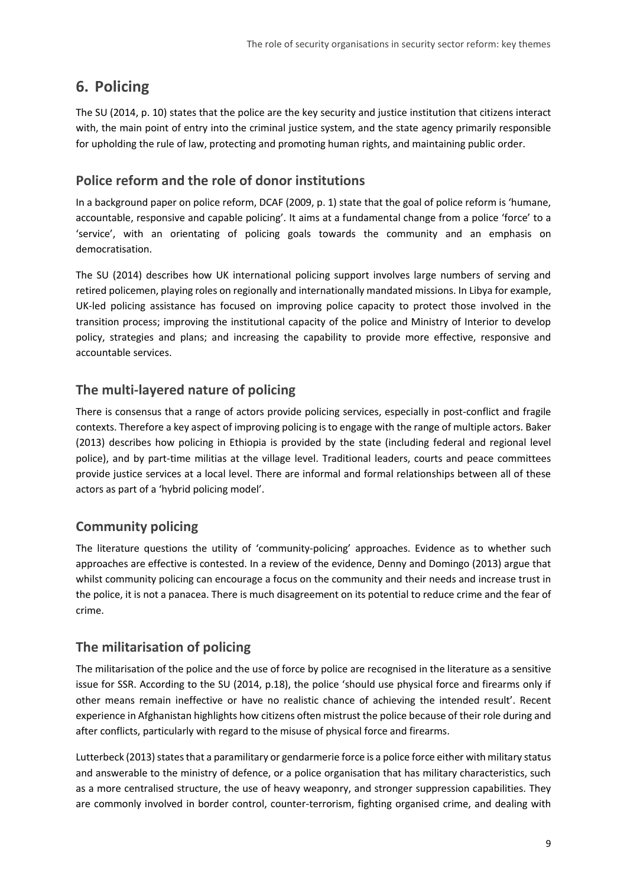## 6. Policing

The SU (2014, p. 10) states that the police are the key security and justice institution that citizens interact with, the main point of entry into the criminal justice system, and the state agency primarily responsible for upholding the rule of law, protecting and promoting human rights, and maintaining public order.

### Police reform and the role of donor institutions

In a background paper on police reform, DCAF (2009, p. 1) state that the goal of police reform is 'humane, accountable, responsive and capable policing'. It aims at a fundamental change from a police 'force' to a 'service', with an orientating of policing goals towards the community and an emphasis on democratisation.

The SU (2014) describes how UK international policing support involves large numbers of serving and retired policemen, playing roles on regionally and internationally mandated missions. In Libya for example, UK-led policing assistance has focused on improving police capacity to protect those involved in the transition process; improving the institutional capacity of the police and Ministry of Interior to develop policy, strategies and plans; and increasing the capability to provide more effective, responsive and accountable services.

### The multi-layered nature of policing

There is consensus that a range of actors provide policing services, especially in post-conflict and fragile contexts. Therefore a key aspect of improving policing is to engage with the range of multiple actors. Baker (2013) describes how policing in Ethiopia is provided by the state (including federal and regional level police), and by part-time militias at the village level. Traditional leaders, courts and peace committees provide justice services at a local level. There are informal and formal relationships between all of these actors as part of a 'hybrid policing model'.

### Community policing

The literature questions the utility of 'community-policing' approaches. Evidence as to whether such approaches are effective is contested. In a review of the evidence, Denny and Domingo (2013) argue that whilst community policing can encourage a focus on the community and their needs and increase trust in the police, it is not a panacea. There is much disagreement on its potential to reduce crime and the fear of crime.

### The militarisation of policing

The militarisation of the police and the use of force by police are recognised in the literature as a sensitive issue for SSR. According to the SU (2014, p.18), the police 'should use physical force and firearms only if other means remain ineffective or have no realistic chance of achieving the intended result'. Recent experience in Afghanistan highlights how citizens often mistrust the police because of their role during and after conflicts, particularly with regard to the misuse of physical force and firearms.

Lutterbeck (2013) states that a paramilitary or gendarmerie force is a police force either with military status and answerable to the ministry of defence, or a police organisation that has military characteristics, such as a more centralised structure, the use of heavy weaponry, and stronger suppression capabilities. They are commonly involved in border control, counter-terrorism, fighting organised crime, and dealing with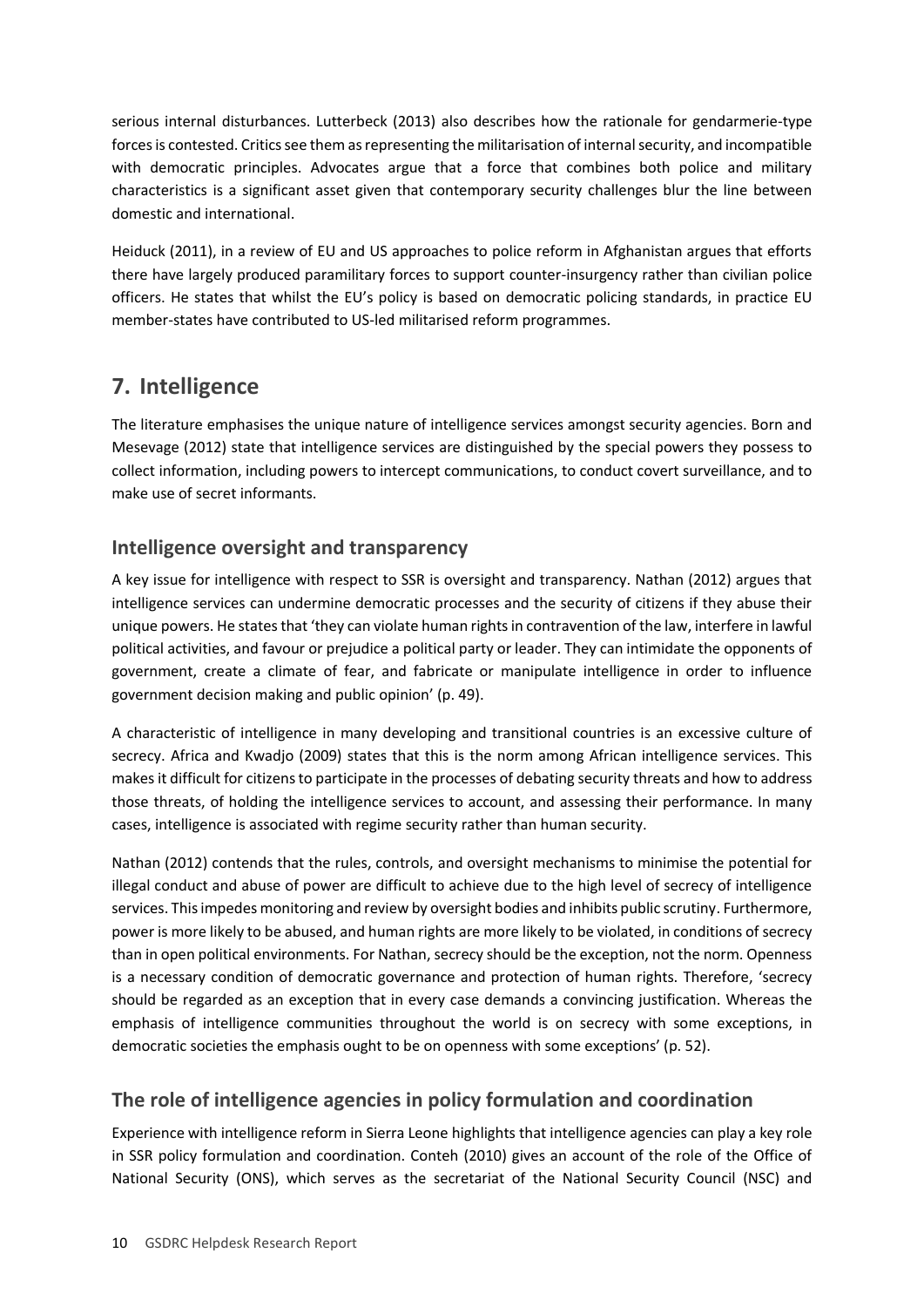serious internal disturbances. Lutterbeck (2013) also describes how the rationale for gendarmerie-type forces is contested. Critics see them as representing the militarisation of internal security, and incompatible with democratic principles. Advocates argue that a force that combines both police and military characteristics is a significant asset given that contemporary security challenges blur the line between domestic and international.

Heiduck (2011), in a review of EU and US approaches to police reform in Afghanistan argues that efforts there have largely produced paramilitary forces to support counter-insurgency rather than civilian police officers. He states that whilst the EU's policy is based on democratic policing standards, in practice EU member-states have contributed to US-led militarised reform programmes.

## 7. Intelligence

The literature emphasises the unique nature of intelligence services amongst security agencies. Born and Mesevage (2012) state that intelligence services are distinguished by the special powers they possess to collect information, including powers to intercept communications, to conduct covert surveillance, and to make use of secret informants.

### Intelligence oversight and transparency

A key issue for intelligence with respect to SSR is oversight and transparency. Nathan (2012) argues that intelligence services can undermine democratic processes and the security of citizens if they abuse their unique powers. He states that 'they can violate human rights in contravention of the law, interfere in lawful political activities, and favour or prejudice a political party or leader. They can intimidate the opponents of government, create a climate of fear, and fabricate or manipulate intelligence in order to influence government decision making and public opinion' (p. 49).

A characteristic of intelligence in many developing and transitional countries is an excessive culture of secrecy. Africa and Kwadjo (2009) states that this is the norm among African intelligence services. This makes it difficult for citizens to participate in the processes of debating security threats and how to address those threats, of holding the intelligence services to account, and assessing their performance. In many cases, intelligence is associated with regime security rather than human security.

Nathan (2012) contends that the rules, controls, and oversight mechanisms to minimise the potential for illegal conduct and abuse of power are difficult to achieve due to the high level of secrecy of intelligence services. This impedes monitoring and review by oversight bodies and inhibits public scrutiny. Furthermore, power is more likely to be abused, and human rights are more likely to be violated, in conditions of secrecy than in open political environments. For Nathan, secrecy should be the exception, not the norm. Openness is a necessary condition of democratic governance and protection of human rights. Therefore, 'secrecy should be regarded as an exception that in every case demands a convincing justification. Whereas the emphasis of intelligence communities throughout the world is on secrecy with some exceptions, in democratic societies the emphasis ought to be on openness with some exceptions' (p. 52).

### The role of intelligence agencies in policy formulation and coordination

Experience with intelligence reform in Sierra Leone highlights that intelligence agencies can play a key role in SSR policy formulation and coordination. Conteh (2010) gives an account of the role of the Office of National Security (ONS), which serves as the secretariat of the National Security Council (NSC) and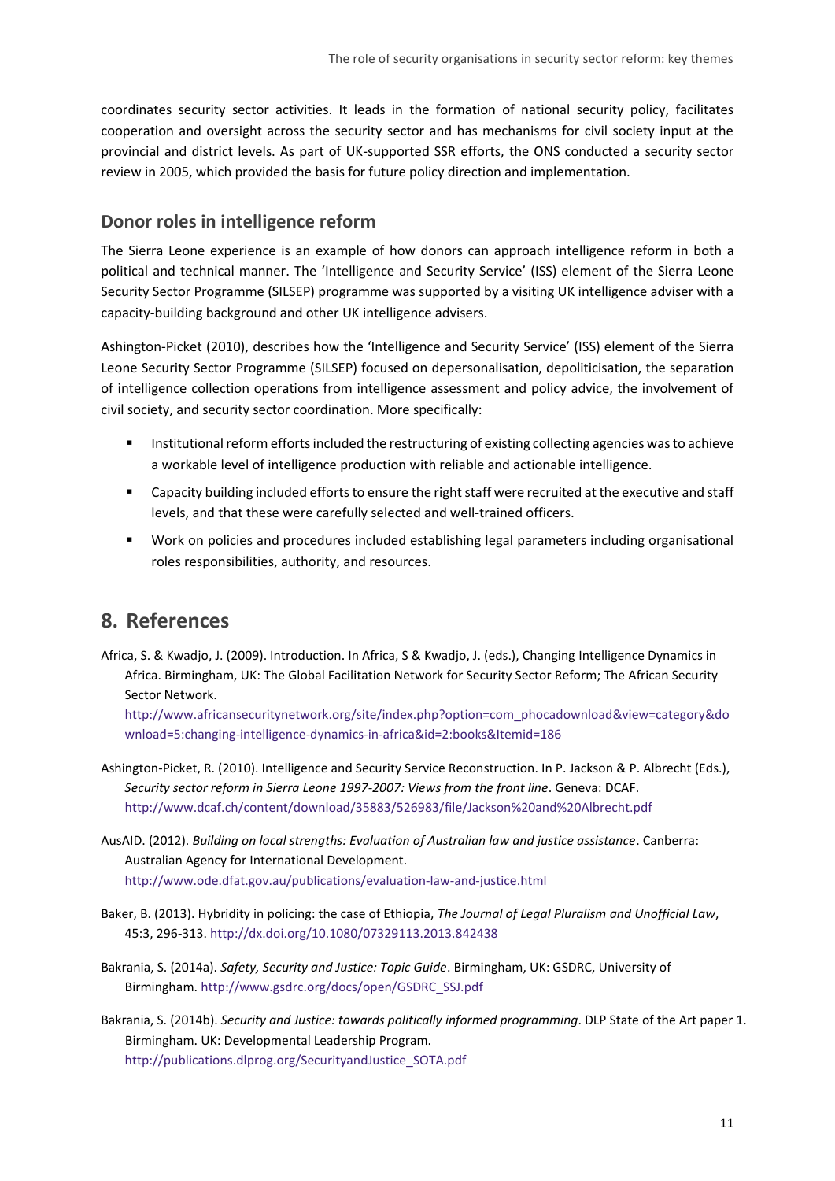coordinates security sector activities. It leads in the formation of national security policy, facilitates cooperation and oversight across the security sector and has mechanisms for civil society input at the provincial and district levels. As part of UK-supported SSR efforts, the ONS conducted a security sector review in 2005, which provided the basis for future policy direction and implementation.

### Donor roles in intelligence reform

The Sierra Leone experience is an example of how donors can approach intelligence reform in both a political and technical manner. The 'Intelligence and Security Service' (ISS) element of the Sierra Leone Security Sector Programme (SILSEP) programme was supported by a visiting UK intelligence adviser with a capacity-building background and other UK intelligence advisers.

Ashington-Picket (2010), describes how the 'Intelligence and Security Service' (ISS) element of the Sierra Leone Security Sector Programme (SILSEP) focused on depersonalisation, depoliticisation, the separation of intelligence collection operations from intelligence assessment and policy advice, the involvement of civil society, and security sector coordination. More specifically:

- Institutional reform efforts included the restructuring of existing collecting agencies was to achieve a workable level of intelligence production with reliable and actionable intelligence.
- Capacity building included efforts to ensure the right staff were recruited at the executive and staff levels, and that these were carefully selected and well-trained officers.
- Work on policies and procedures included establishing legal parameters including organisational roles responsibilities, authority, and resources.

## 8. References

Africa, S. & Kwadjo, J. (2009). Introduction. In Africa, S & Kwadjo, J. (eds.), Changing Intelligence Dynamics in Africa. Birmingham, UK: The Global Facilitation Network for Security Sector Reform; The African Security Sector Network. http://www.africansecuritynetwork.org/site/index.php?option=com_phocadownload&view=category&download=5:changing-intelligence-dynamics-in-africa&id=2:books&Itemid=186

Ashington-Picket, R. (2010). Intelligence and Security Service Reconstruction. In P. Jackson & P. Albrecht (Eds.), *Security sector reform in Sierra Leone 1997-2007: Views from the front line*. Geneva: DCAF. http://www.dcaf.ch/content/download/35883/526983/file/Jackson%20and%20Albrecht.pdf

AusAID. (2012). *Building on local strengths: Evaluation of Australian law and justice assistance*. Canberra: Australian Agency for International Development. http://www.ode.dfat.gov.au/publications/evaluation-law-and-justice.html

Baker, B. (2013). Hybridity in policing: the case of Ethiopia, *The Journal of Legal Pluralism and Unofficial Law*, 45:3, 296-313. http://dx.doi.org/10.1080/07329113.2013.842438

Bakrania, S. (2014a). *Safety, Security and Justice: Topic Guide*. Birmingham, UK: GSDRC, University of Birmingham. http://www.gsdrc.org/docs/open/GSDRC_SSJ.pdf

Bakrania, S. (2014b). *Security and Justice: towards politically informed programming*. DLP State of the Art paper 1. Birmingham. UK: Developmental Leadership Program. http://publications.dlprog.org/SecurityandJustice_SOTA.pdf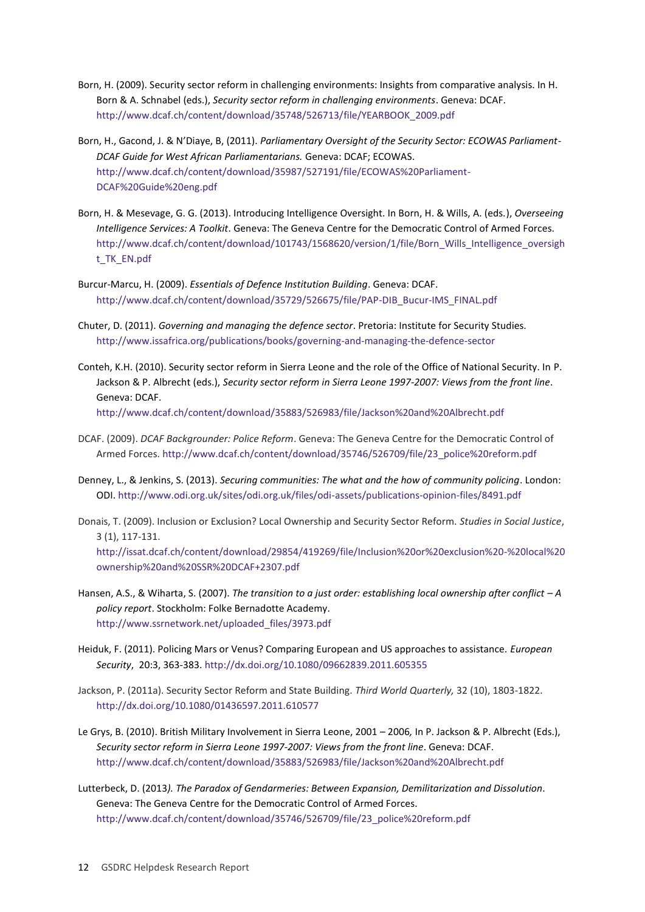Born, H. (2009). Security sector reform in challenging environments: Insights from comparative analysis. In H. Born & A. Schnabel (eds.), *Security sector reform in challenging environments*. Geneva: DCAF. http://www.dcaf.ch/content/download/35748/526713/file/YEARBOOK_2009.pdf

Born, H., Gacond, J. & N'Diaye, B, (2011). *Parliamentary Oversight of the Security Sector: ECOWAS Parliament-DCAF Guide for West African Parliamentarians.* Geneva: DCAF; ECOWAS. http://www.dcaf.ch/content/download/35987/527191/file/ECOWAS%20Parliament-DCAF%20Guide%20eng.pdf

Born, H. & Mesevage, G. G. (2013). Introducing Intelligence Oversight. In Born, H. & Wills, A. (eds.), *Overseeing Intelligence Services: A Toolkit*. Geneva: The Geneva Centre for the Democratic Control of Armed Forces. http://www.dcaf.ch/content/download/101743/1568620/version/1/file/Born_Wills_Intelligence_oversight_TK_EN.pdf

Burcur-Marcu, H. (2009). *Essentials of Defence Institution Building*. Geneva: DCAF. http://www.dcaf.ch/content/download/35729/526675/file/PAP-DIB_Bucur-IMS_FINAL.pdf

Chuter, D. (2011). *Governing and managing the defence sector*. Pretoria: Institute for Security Studies. http://www.issafrica.org/publications/books/governing-and-managing-the-defence-sector

Conteh, K.H. (2010). Security sector reform in Sierra Leone and the role of the Office of National Security. In P. Jackson & P. Albrecht (eds.), *Security sector reform in Sierra Leone 1997-2007: Views from the front line*. Geneva: DCAF. http://www.dcaf.ch/content/download/35883/526983/file/Jackson%20and%20Albrecht.pdf

DCAF. (2009). *DCAF Backgrounder: Police Reform*. Geneva: The Geneva Centre for the Democratic Control of Armed Forces. http://www.dcaf.ch/content/download/35746/526709/file/23_police%20reform.pdf

Denney, L., & Jenkins, S. (2013). *Securing communities: The what and the how of community policing*. London: ODI. http://www.odi.org.uk/sites/odi.org.uk/files/odi-assets/publications-opinion-files/8491.pdf

Donais, T. (2009). Inclusion or Exclusion? Local Ownership and Security Sector Reform. *Studies in Social Justice*, 3 (1), 117-131. http://issat.dcaf.ch/content/download/29854/419269/file/Inclusion%20or%20exclusion%20-%20local%20ownership%20and%20SSR%20DCAF+2307.pdf

Hansen, A.S., & Wiharta, S. (2007). *The transition to a just order: establishing local ownership after conflict – A policy report*. Stockholm: Folke Bernadotte Academy. http://www.ssrnetwork.net/uploaded_files/3973.pdf

Heiduk, F. (2011). Policing Mars or Venus? Comparing European and US approaches to assistance. *European Security*, 20:3, 363-383. http://dx.doi.org/10.1080/09662839.2011.605355

Jackson, P. (2011a). Security Sector Reform and State Building. *Third World Quarterly,* 32 (10), 1803-1822. http://dx.doi.org/10.1080/01436597.2011.610577

Le Grys, B. (2010). British Military Involvement in Sierra Leone, 2001 – 2006*,* In P. Jackson & P. Albrecht (Eds.), *Security sector reform in Sierra Leone 1997-2007: Views from the front line*. Geneva: DCAF. http://www.dcaf.ch/content/download/35883/526983/file/Jackson%20and%20Albrecht.pdf

Lutterbeck, D. (2013*). The Paradox of Gendarmeries: Between Expansion, Demilitarization and Dissolution*. Geneva: The Geneva Centre for the Democratic Control of Armed Forces. http://www.dcaf.ch/content/download/35746/526709/file/23_police%20reform.pdf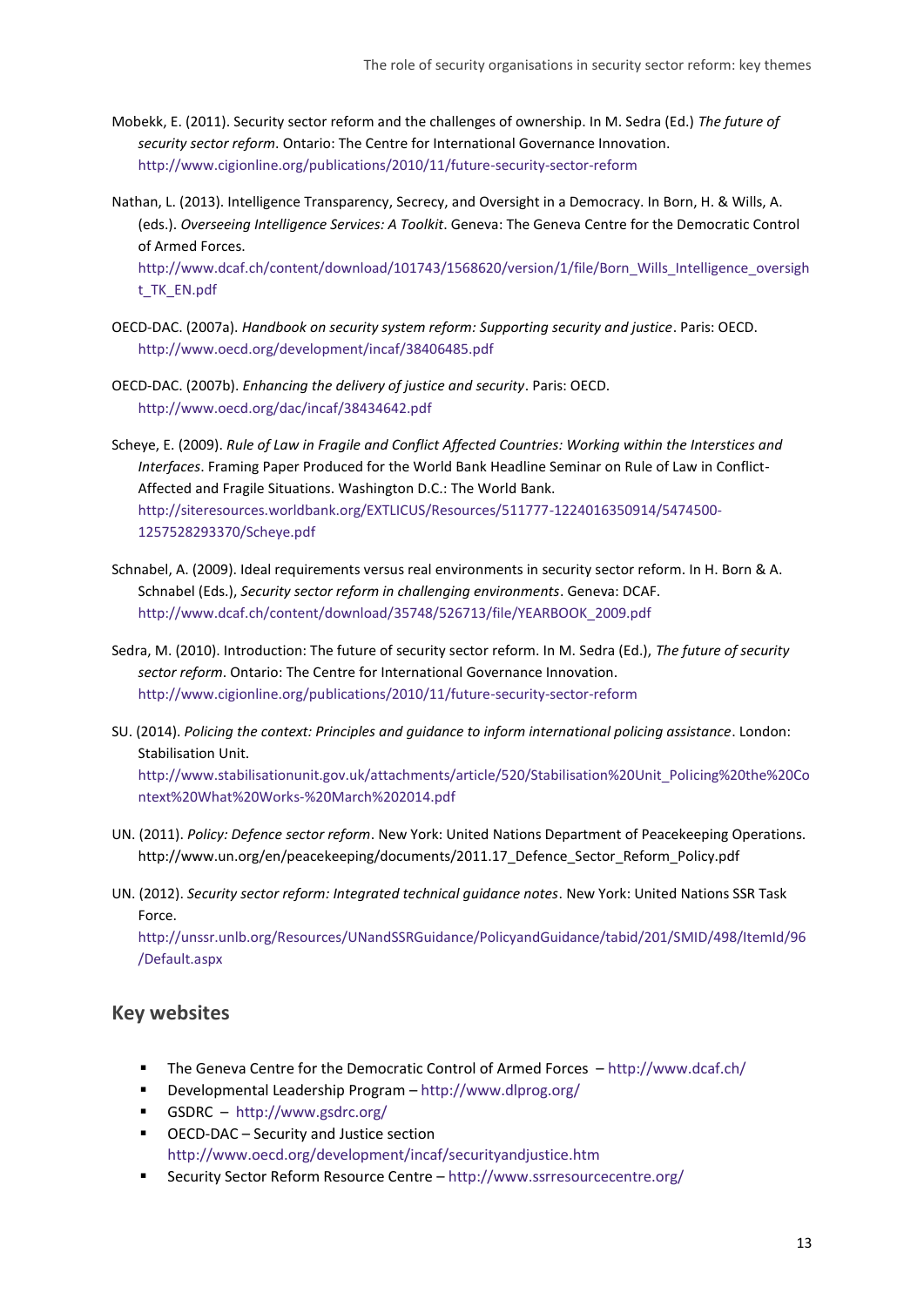Mobekk, E. (2011). Security sector reform and the challenges of ownership. In M. Sedra (Ed.) *The future of security sector reform*. Ontario: The Centre for International Governance Innovation. http://www.cigionline.org/publications/2010/11/future-security-sector-reform

Nathan, L. (2013). Intelligence Transparency, Secrecy, and Oversight in a Democracy. In Born, H. & Wills, A. (eds.). *Overseeing Intelligence Services: A Toolkit*. Geneva: The Geneva Centre for the Democratic Control of Armed Forces. http://www.dcaf.ch/content/download/101743/1568620/version/1/file/Born_Wills_Intelligence_oversight_TK_EN.pdf

OECD-DAC. (2007a). *Handbook on security system reform: Supporting security and justice*. Paris: OECD. http://www.oecd.org/development/incaf/38406485.pdf

OECD-DAC. (2007b). *Enhancing the delivery of justice and security*. Paris: OECD. http://www.oecd.org/dac/incaf/38434642.pdf

Scheye, E. (2009). *Rule of Law in Fragile and Conflict Affected Countries: Working within the Interstices and Interfaces*. Framing Paper Produced for the World Bank Headline Seminar on Rule of Law in Conflict-Affected and Fragile Situations. Washington D.C.: The World Bank. http://siteresources.worldbank.org/EXTLICUS/Resources/511777-1224016350914/5474500-1257528293370/Scheye.pdf

Schnabel, A. (2009). Ideal requirements versus real environments in security sector reform. In H. Born & A. Schnabel (Eds.), *Security sector reform in challenging environments*. Geneva: DCAF. http://www.dcaf.ch/content/download/35748/526713/file/YEARBOOK_2009.pdf

Sedra, M. (2010). Introduction: The future of security sector reform. In M. Sedra (Ed.), *The future of security sector reform*. Ontario: The Centre for International Governance Innovation. http://www.cigionline.org/publications/2010/11/future-security-sector-reform

SU. (2014). *Policing the context: Principles and guidance to inform international policing assistance*. London: Stabilisation Unit. http://www.stabilisationunit.gov.uk/attachments/article/520/Stabilisation%20Unit_Policing%20the%20Context%20What%20Works-%20March%202014.pdf

UN. (2011). *Policy: Defence sector reform*. New York: United Nations Department of Peacekeeping Operations. http://www.un.org/en/peacekeeping/documents/2011.17_Defence_Sector_Reform_Policy.pdf

UN. (2012). *Security sector reform: Integrated technical guidance notes*. New York: United Nations SSR Task Force. http://unssr.unlb.org/Resources/UNandSSRGuidance/PolicyandGuidance/tabid/201/SMID/498/ItemId/96/Default.aspx

## Key websites

- The Geneva Centre for the Democratic Control of Armed Forces – http://www.dcaf.ch/
- Developmental Leadership Program – http://www.dlprog.org/
- GSDRC – http://www.gsdrc.org/
- OECD-DAC – Security and Justice section http://www.oecd.org/development/incaf/securityandjustice.htm
- Security Sector Reform Resource Centre – http://www.ssrresourcecentre.org/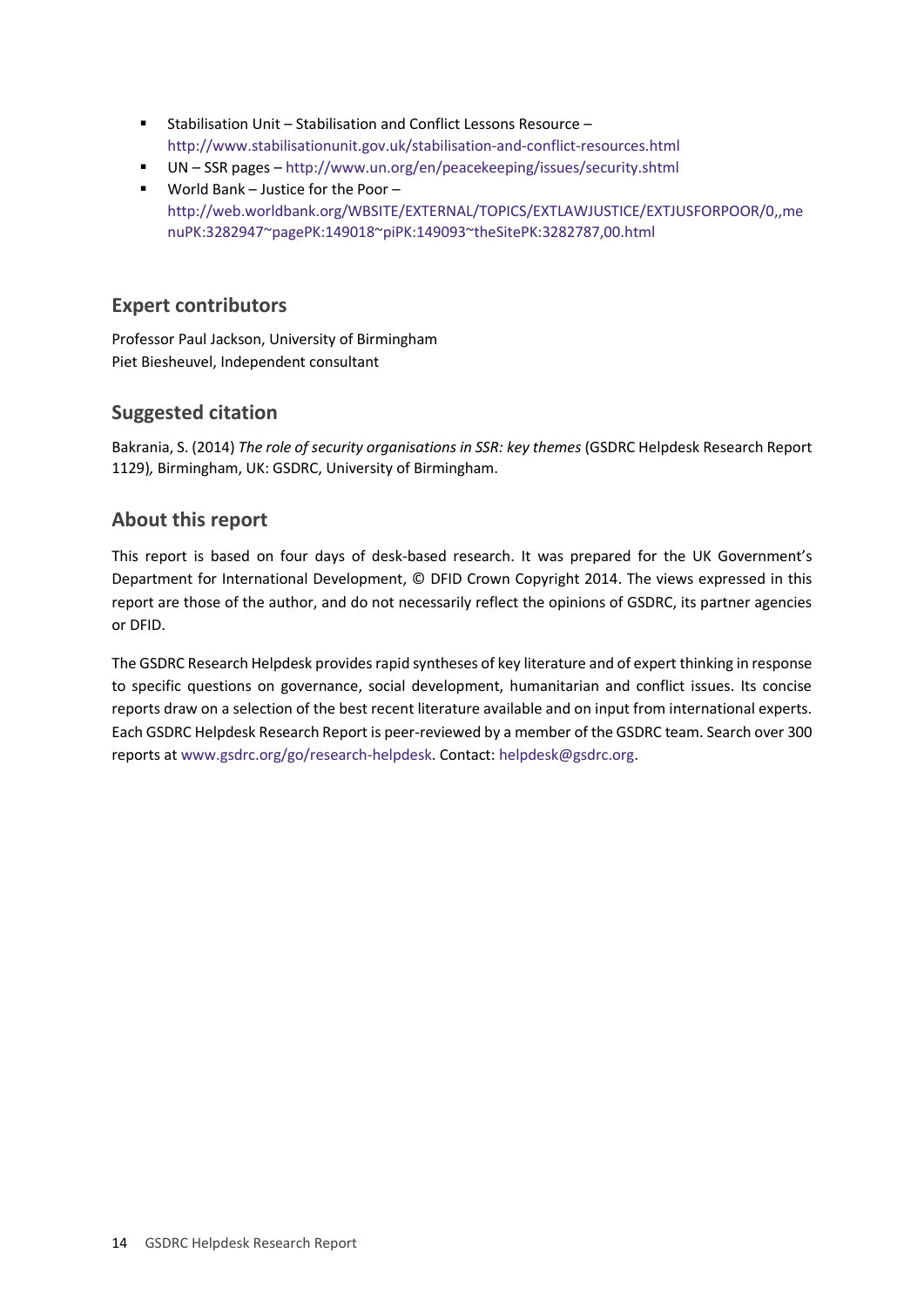- Stabilisation Unit – Stabilisation and Conflict Lessons Resource – http://www.stabilisationunit.gov.uk/stabilisation-and-conflict-resources.html
- UN – SSR pages – http://www.un.org/en/peacekeeping/issues/security.shtml
- World Bank – Justice for the Poor – http://web.worldbank.org/WBSITE/EXTERNAL/TOPICS/EXTLAWJUSTICE/EXTJUSFORPOOR/0,,menuPK:3282947~pagePK:149018~piPK:149093~theSitePK:3282787,00.html

## Expert contributors

Professor Paul Jackson, University of Birmingham
Piet Biesheuvel, Independent consultant

## Suggested citation

Bakrania, S. (2014) *The role of security organisations in SSR: key themes* (GSDRC Helpdesk Research Report 1129)*,* Birmingham, UK: GSDRC, University of Birmingham.

## About this report

This report is based on four days of desk-based research. It was prepared for the UK Government's Department for International Development, © DFID Crown Copyright 2014. The views expressed in this report are those of the author, and do not necessarily reflect the opinions of GSDRC, its partner agencies or DFID.

The GSDRC Research Helpdesk provides rapid syntheses of key literature and of expert thinking in response to specific questions on governance, social development, humanitarian and conflict issues. Its concise reports draw on a selection of the best recent literature available and on input from international experts. Each GSDRC Helpdesk Research Report is peer-reviewed by a member of the GSDRC team. Search over 300 reports at www.gsdrc.org/go/research-helpdesk. Contact: helpdesk@gsdrc.org.